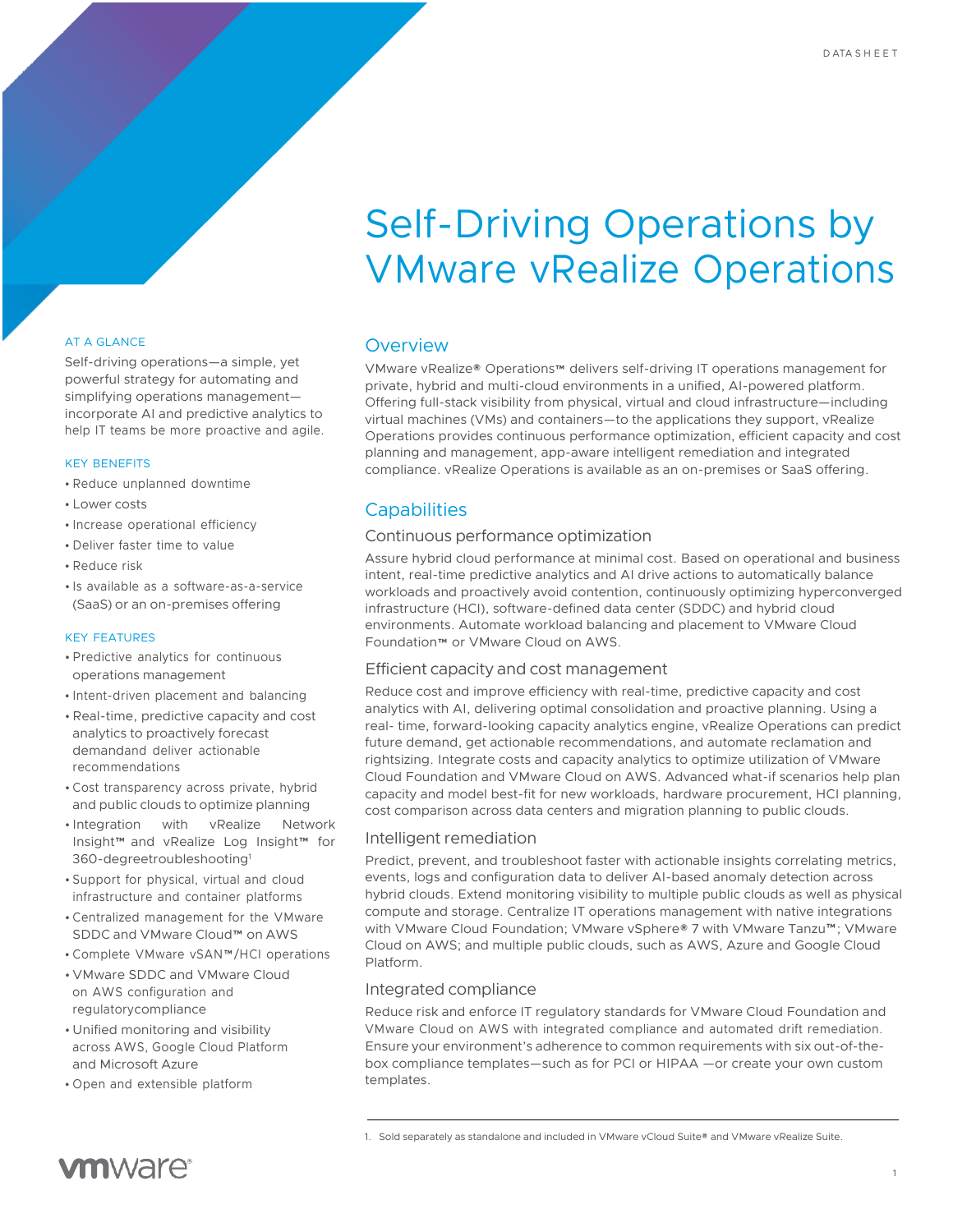DATASHEET

# Self-Driving Operations by VMware vRealize Operations

## AT A GLANCE

Self-driving operations—a simple, yet powerful strategy for automating and simplifying operations management—incorporate AI and predictive analytics to help IT teams be more proactive and agile.

## KEY BENEFITS

- Reduce unplanned downtime
- Lower costs
- Increase operational efficiency
- Deliver faster time to value
- Reduce risk
- Is available as a software-as-a-service (SaaS) or an on-premises offering

## KEY FEATURES

- Predictive analytics for continuous operations management
- Intent-driven placement and balancing
- Real-time, predictive capacity and cost analytics to proactively forecast demandand deliver actionable recommendations
- Cost transparency across private, hybrid and public clouds to optimize planning
- Integration with vRealize Network Insight™ and vRealize Log Insight™ for 360-degreetroubleshooting[1]
- Support for physical, virtual and cloud infrastructure and container platforms
- Centralized management for the VMware SDDC and VMware Cloud™ on AWS
- Complete VMware vSAN™/HCI operations
- VMware SDDC and VMware Cloud on AWS configuration and regulatorycompliance
- Unified monitoring and visibility across AWS, Google Cloud Platform and Microsoft Azure
- Open and extensible platform

## Overview

VMware vRealize® Operations™ delivers self-driving IT operations management for private, hybrid and multi-cloud environments in a unified, AI-powered platform. Offering full-stack visibility from physical, virtual and cloud infrastructure—including virtual machines (VMs) and containers—to the applications they support, vRealize Operations provides continuous performance optimization, efficient capacity and cost planning and management, app-aware intelligent remediation and integrated compliance. vRealize Operations is available as an on-premises or SaaS offering.

## Capabilities

### Continuous performance optimization

Assure hybrid cloud performance at minimal cost. Based on operational and business intent, real-time predictive analytics and AI drive actions to automatically balance workloads and proactively avoid contention, continuously optimizing hyperconverged infrastructure (HCI), software-defined data center (SDDC) and hybrid cloud environments. Automate workload balancing and placement to VMware Cloud Foundation™ or VMware Cloud on AWS.

### Efficient capacity and cost management

Reduce cost and improve efficiency with real-time, predictive capacity and cost analytics with AI, delivering optimal consolidation and proactive planning. Using a real- time, forward-looking capacity analytics engine, vRealize Operations can predict future demand, get actionable recommendations, and automate reclamation and rightsizing. Integrate costs and capacity analytics to optimize utilization of VMware Cloud Foundation and VMware Cloud on AWS. Advanced what-if scenarios help plan capacity and model best-fit for new workloads, hardware procurement, HCI planning, cost comparison across data centers and migration planning to public clouds.

### Intelligent remediation

Predict, prevent, and troubleshoot faster with actionable insights correlating metrics, events, logs and configuration data to deliver AI-based anomaly detection across hybrid clouds. Extend monitoring visibility to multiple public clouds as well as physical compute and storage. Centralize IT operations management with native integrations with VMware Cloud Foundation; VMware vSphere® 7 with VMware Tanzu™; VMware Cloud on AWS; and multiple public clouds, such as AWS, Azure and Google Cloud Platform.

### Integrated compliance

Reduce risk and enforce IT regulatory standards for VMware Cloud Foundation and VMware Cloud on AWS with integrated compliance and automated drift remediation. Ensure your environment's adherence to common requirements with six out-of-the-box compliance templates—such as for PCI or HIPAA —or create your own custom templates.

---

1. Sold separately as standalone and included in VMware vCloud Suite® and VMware vRealize Suite.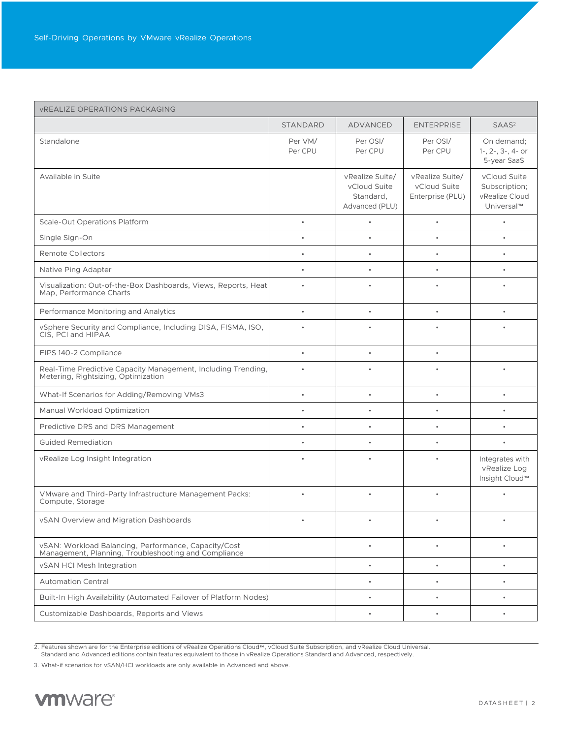| vREALIZE OPERATIONS PACKAGING | | | | |
|---|---|---|---|---|
| | STANDARD | ADVANCED | ENTERPRISE | SAAS[2] |
| Standalone | Per VM/ Per CPU | Per OSI/ Per CPU | Per OSI/ Per CPU | On demand; 1-, 2-, 3-, 4- or 5-year SaaS |
| Available in Suite | | vRealize Suite/ vCloud Suite Standard, Advanced (PLU) | vRealize Suite/ vCloud Suite Enterprise (PLU) | vCloud Suite Subscription; vRealize Cloud Universal™ |
| Scale-Out Operations Platform | • | • | • | • |
| Single Sign-On | • | • | • | • |
| Remote Collectors | • | • | • | • |
| Native Ping Adapter | • | • | • | • |
| Visualization: Out-of-the-Box Dashboards, Views, Reports, Heat Map, Performance Charts | • | • | • | • |
| Performance Monitoring and Analytics | • | • | • | • |
| vSphere Security and Compliance, Including DISA, FISMA, ISO, CIS, PCI and HIPAA | • | • | • | • |
| FIPS 140-2 Compliance | • | • | • | |
| Real-Time Predictive Capacity Management, Including Trending, Metering, Rightsizing, Optimization | • | • | • | • |
| What-If Scenarios for Adding/Removing VMs[3] | • | • | • | • |
| Manual Workload Optimization | • | • | • | • |
| Predictive DRS and DRS Management | • | • | • | • |
| Guided Remediation | • | • | • | • |
| vRealize Log Insight Integration | • | • | • | Integrates with vRealize Log Insight Cloud™ |
| VMware and Third-Party Infrastructure Management Packs: Compute, Storage | • | • | • | • |
| vSAN Overview and Migration Dashboards | • | • | • | • |
| vSAN: Workload Balancing, Performance, Capacity/Cost Management, Planning, Troubleshooting and Compliance | | • | • | • |
| vSAN HCI Mesh Integration | | • | • | • |
| Automation Central | | • | • | • |
| Built-In High Availability (Automated Failover of Platform Nodes) | | • | • | • |
| Customizable Dashboards, Reports and Views | | • | • | • |

2. Features shown are for the Enterprise editions of vRealize Operations Cloud™, vCloud Suite Subscription, and vRealize Cloud Universal. Standard and Advanced editions contain features equivalent to those in vRealize Operations Standard and Advanced, respectively.

3. What-if scenarios for vSAN/HCI workloads are only available in Advanced and above.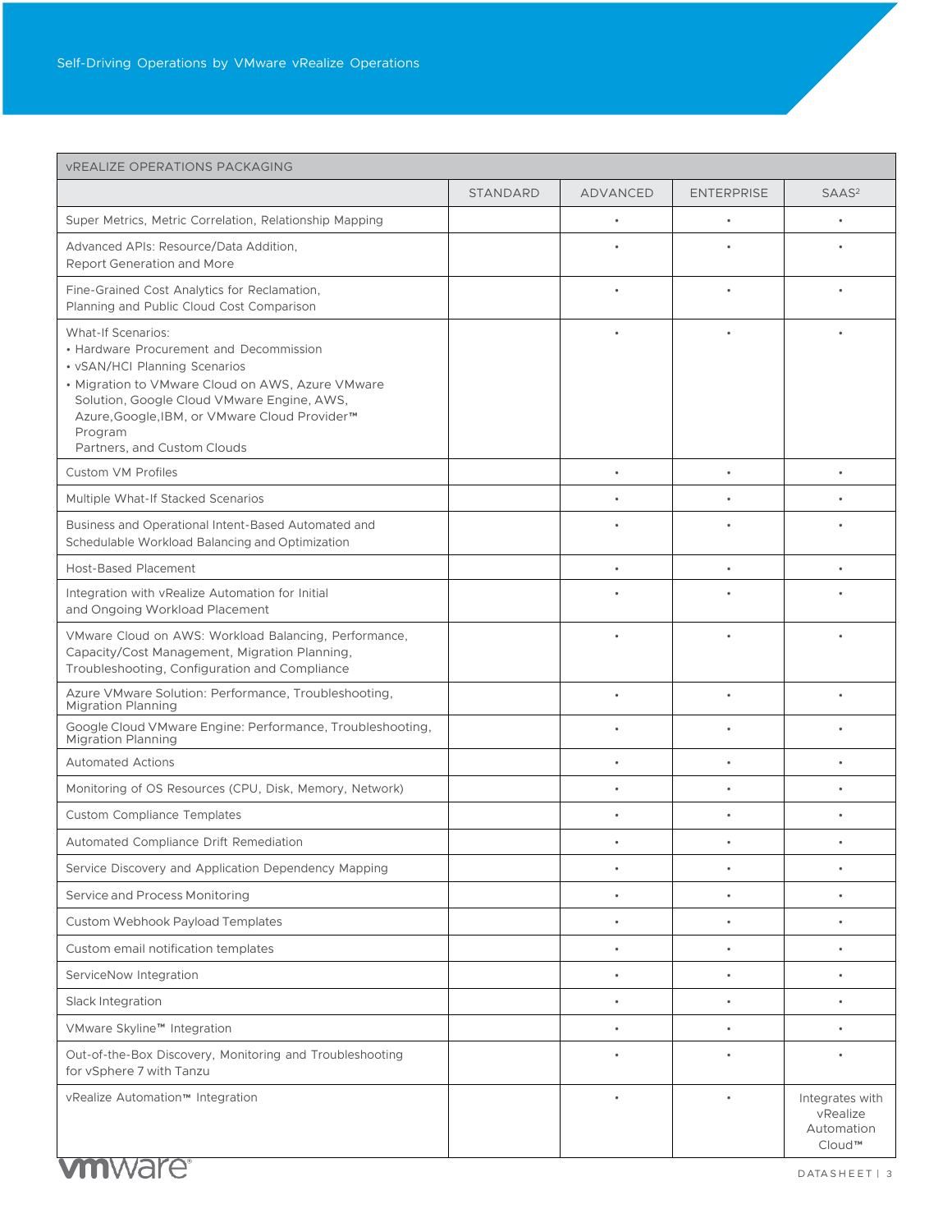| vREALIZE OPERATIONS PACKAGING | | | | |
|---|---|---|---|---|
| | STANDARD | ADVANCED | ENTERPRISE | SAAS[2] |
| Super Metrics, Metric Correlation, Relationship Mapping | | • | • | • |
| Advanced APIs: Resource/Data Addition, Report Generation and More | | • | • | • |
| Fine-Grained Cost Analytics for Reclamation, Planning and Public Cloud Cost Comparison | | • | • | • |
| What-If Scenarios: • Hardware Procurement and Decommission • vSAN/HCI Planning Scenarios • Migration to VMware Cloud on AWS, Azure VMware Solution, Google Cloud VMware Engine, AWS, Azure,Google,IBM, or VMware Cloud Provider™ Program Partners, and Custom Clouds | | • | • | • |
| Custom VM Profiles | | • | • | • |
| Multiple What-If Stacked Scenarios | | • | • | • |
| Business and Operational Intent-Based Automated and Schedulable Workload Balancing and Optimization | | • | • | • |
| Host-Based Placement | | • | • | • |
| Integration with vRealize Automation for Initial and Ongoing Workload Placement | | • | • | • |
| VMware Cloud on AWS: Workload Balancing, Performance, Capacity/Cost Management, Migration Planning, Troubleshooting, Configuration and Compliance | | • | • | • |
| Azure VMware Solution: Performance, Troubleshooting, Migration Planning | | • | • | • |
| Google Cloud VMware Engine: Performance, Troubleshooting, Migration Planning | | • | • | • |
| Automated Actions | | • | • | • |
| Monitoring of OS Resources (CPU, Disk, Memory, Network) | | • | • | • |
| Custom Compliance Templates | | • | • | • |
| Automated Compliance Drift Remediation | | • | • | • |
| Service Discovery and Application Dependency Mapping | | • | • | • |
| Service and Process Monitoring | | • | • | • |
| Custom Webhook Payload Templates | | • | • | • |
| Custom email notification templates | | • | • | • |
| ServiceNow Integration | | • | • | • |
| Slack Integration | | • | • | • |
| VMware Skyline™ Integration | | • | • | • |
| Out-of-the-Box Discovery, Monitoring and Troubleshooting for vSphere 7 with Tanzu | | • | • | • |
| vRealize Automation™ Integration | | • | • | Integrates with vRealize Automation Cloud™ |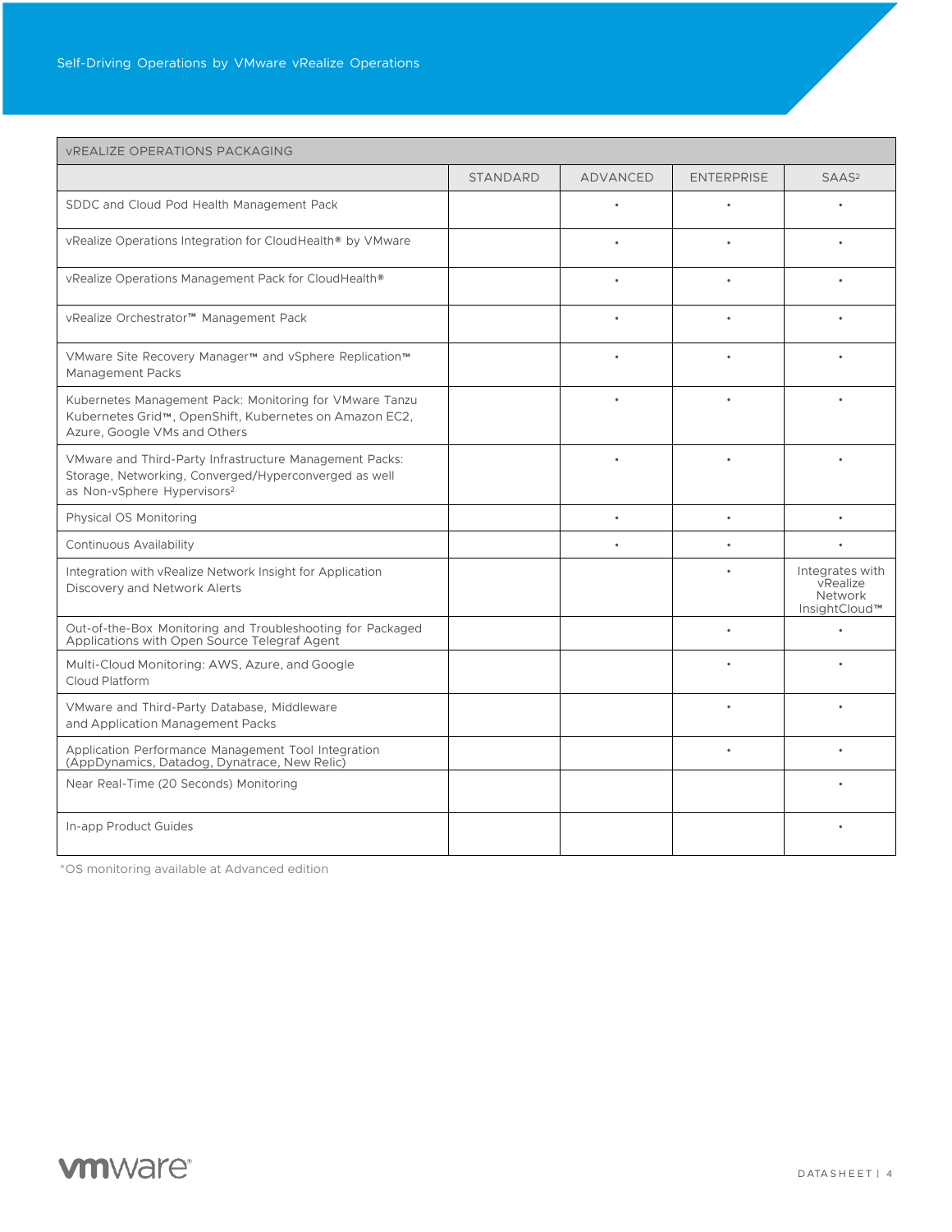| vREALIZE OPERATIONS PACKAGING | | | | |
|---|---|---|---|---|
| | STANDARD | ADVANCED | ENTERPRISE | SAAS[2] |
| SDDC and Cloud Pod Health Management Pack | | • | • | • |
| vRealize Operations Integration for CloudHealth® by VMware | | • | • | • |
| vRealize Operations Management Pack for CloudHealth® | | • | • | • |
| vRealize Orchestrator™ Management Pack | | • | • | • |
| VMware Site Recovery Manager™ and vSphere Replication™ Management Packs | | • | • | • |
| Kubernetes Management Pack: Monitoring for VMware Tanzu Kubernetes Grid™, OpenShift, Kubernetes on Amazon EC2, Azure, Google VMs and Others | | • | • | • |
| VMware and Third-Party Infrastructure Management Packs: Storage, Networking, Converged/Hyperconverged as well as Non-vSphere Hypervisors[2] | | • | • | • |
| Physical OS Monitoring | | • | • | • |
| Continuous Availability | | • | • | • |
| Integration with vRealize Network Insight for Application Discovery and Network Alerts | | | • | Integrates with vRealize Network InsightCloud™ |
| Out-of-the-Box Monitoring and Troubleshooting for Packaged Applications with Open Source Telegraf Agent | | | • | • |
| Multi-Cloud Monitoring: AWS, Azure, and Google Cloud Platform | | | • | • |
| VMware and Third-Party Database, Middleware and Application Management Packs | | | • | • |
| Application Performance Management Tool Integration (AppDynamics, Datadog, Dynatrace, New Relic) | | | • | • |
| Near Real-Time (20 Seconds) Monitoring | | | | • |
| In-app Product Guides | | | | • |

*OS monitoring available at Advanced edition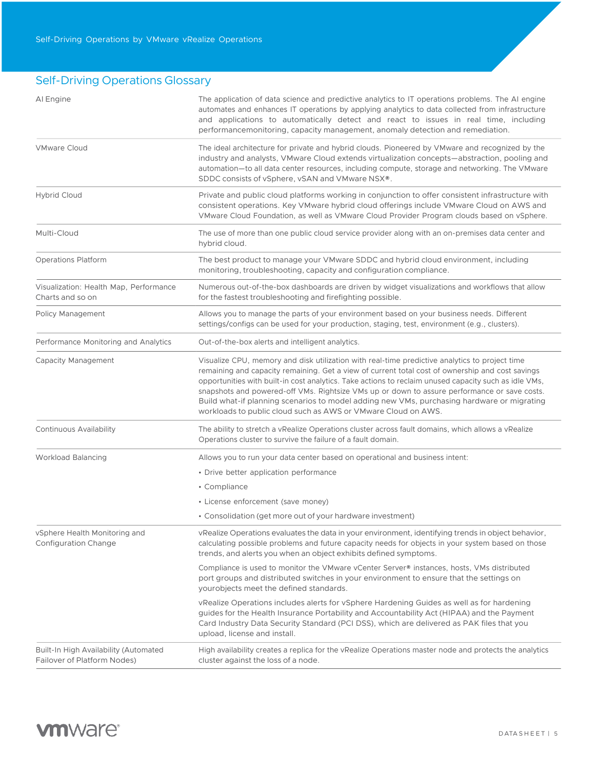## Self-Driving Operations Glossary

| Term | Definition |
|---|---|
| AI Engine | The application of data science and predictive analytics to IT operations problems. The AI engine automates and enhances IT operations by applying analytics to data collected from infrastructure and applications to automatically detect and react to issues in real time, including performancemonitoring, capacity management, anomaly detection and remediation. |
| VMware Cloud | The ideal architecture for private and hybrid clouds. Pioneered by VMware and recognized by the industry and analysts, VMware Cloud extends virtualization concepts—abstraction, pooling and automation—to all data center resources, including compute, storage and networking. The VMware SDDC consists of vSphere, vSAN and VMware NSX®. |
| Hybrid Cloud | Private and public cloud platforms working in conjunction to offer consistent infrastructure with consistent operations. Key VMware hybrid cloud offerings include VMware Cloud on AWS and VMware Cloud Foundation, as well as VMware Cloud Provider Program clouds based on vSphere. |
| Multi-Cloud | The use of more than one public cloud service provider along with an on-premises data center and hybrid cloud. |
| Operations Platform | The best product to manage your VMware SDDC and hybrid cloud environment, including monitoring, troubleshooting, capacity and configuration compliance. |
| Visualization: Health Map, Performance Charts and so on | Numerous out-of-the-box dashboards are driven by widget visualizations and workflows that allow for the fastest troubleshooting and firefighting possible. |
| Policy Management | Allows you to manage the parts of your environment based on your business needs. Different settings/configs can be used for your production, staging, test, environment (e.g., clusters). |
| Performance Monitoring and Analytics | Out-of-the-box alerts and intelligent analytics. |
| Capacity Management | Visualize CPU, memory and disk utilization with real-time predictive analytics to project time remaining and capacity remaining. Get a view of current total cost of ownership and cost savings opportunities with built-in cost analytics. Take actions to reclaim unused capacity such as idle VMs, snapshots and powered-off VMs. Rightsize VMs up or down to assure performance or save costs. Build what-if planning scenarios to model adding new VMs, purchasing hardware or migrating workloads to public cloud such as AWS or VMware Cloud on AWS. |
| Continuous Availability | The ability to stretch a vRealize Operations cluster across fault domains, which allows a vRealize Operations cluster to survive the failure of a fault domain. |
| Workload Balancing | Allows you to run your data center based on operational and business intent:<br>• Drive better application performance<br>• Compliance<br>• License enforcement (save money)<br>• Consolidation (get more out of your hardware investment) |
| vSphere Health Monitoring and Configuration Change | vRealize Operations evaluates the data in your environment, identifying trends in object behavior, calculating possible problems and future capacity needs for objects in your system based on those trends, and alerts you when an object exhibits defined symptoms.<br><br>Compliance is used to monitor the VMware vCenter Server® instances, hosts, VMs distributed port groups and distributed switches in your environment to ensure that the settings on yourobjects meet the defined standards.<br><br>vRealize Operations includes alerts for vSphere Hardening Guides as well as for hardening guides for the Health Insurance Portability and Accountability Act (HIPAA) and the Payment Card Industry Data Security Standard (PCI DSS), which are delivered as PAK files that you upload, license and install. |
| Built-In High Availability (Automated Failover of Platform Nodes) | High availability creates a replica for the vRealize Operations master node and protects the analytics cluster against the loss of a node. |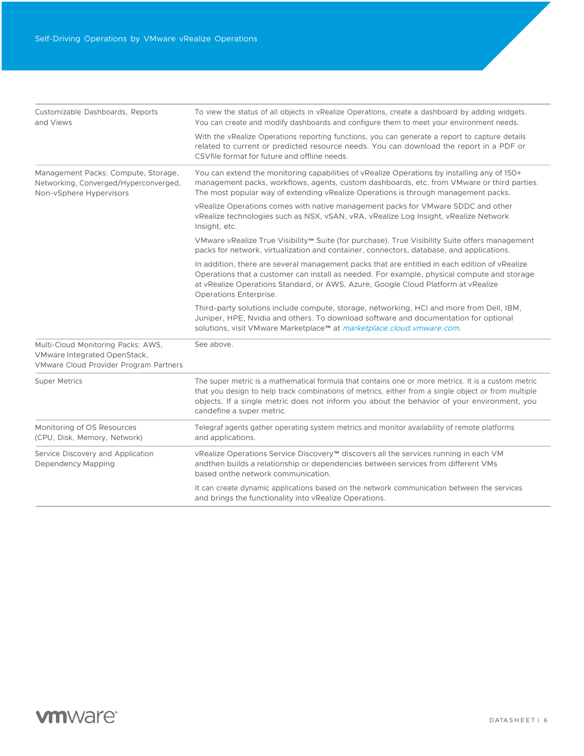| | |
|---|---|
| Customizable Dashboards, Reports and Views | To view the status of all objects in vRealize Operations, create a dashboard by adding widgets. You can create and modify dashboards and configure them to meet your environment needs.<br><br>With the vRealize Operations reporting functions, you can generate a report to capture details related to current or predicted resource needs. You can download the report in a PDF or CSVfile format for future and offline needs. |
| Management Packs: Compute, Storage, Networking, Converged/Hyperconverged, Non-vSphere Hypervisors | You can extend the monitoring capabilities of vRealize Operations by installing any of 150+ management packs, workflows, agents, custom dashboards, etc. from VMware or third parties. The most popular way of extending vRealize Operations is through management packs.<br><br>vRealize Operations comes with native management packs for VMware SDDC and other vRealize technologies such as NSX, vSAN, vRA, vRealize Log Insight, vRealize Network Insight, etc.<br><br>VMware vRealize True Visibility™ Suite (for purchase). True Visibility Suite offers management packs for network, virtualization and container, connectors, database, and applications.<br><br>In addition, there are several management packs that are entitled in each edition of vRealize Operations that a customer can install as needed. For example, physical compute and storage at vRealize Operations Standard, or AWS, Azure, Google Cloud Platform at vRealize Operations Enterprise.<br><br>Third-party solutions include compute, storage, networking, HCI and more from Dell, IBM, Juniper, HPE, Nvidia and others. To download software and documentation for optional solutions, visit VMware Marketplace™ at *marketplace.cloud.vmware.com*. |
| Multi-Cloud Monitoring Packs: AWS, VMware Integrated OpenStack, VMware Cloud Provider Program Partners | See above. |
| Super Metrics | The super metric is a mathematical formula that contains one or more metrics. It is a custom metric that you design to help track combinations of metrics, either from a single object or from multiple objects. If a single metric does not inform you about the behavior of your environment, you candefine a super metric. |
| Monitoring of OS Resources (CPU, Disk, Memory, Network) | Telegraf agents gather operating system metrics and monitor availability of remote platforms and applications. |
| Service Discovery and Application Dependency Mapping | vRealize Operations Service Discovery™ discovers all the services running in each VM andthen builds a relationship or dependencies between services from different VMs based onthe network communication.<br><br>It can create dynamic applications based on the network communication between the services and brings the functionality into vRealize Operations. |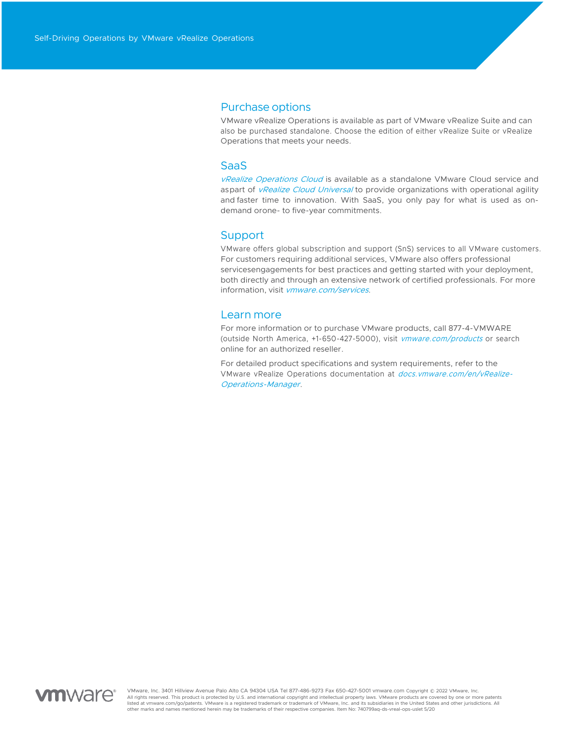## Purchase options

VMware vRealize Operations is available as part of VMware vRealize Suite and can also be purchased standalone. Choose the edition of either vRealize Suite or vRealize Operations that meets your needs.

## SaaS

*vRealize Operations Cloud* is available as a standalone VMware Cloud service and aspart of *vRealize Cloud Universal* to provide organizations with operational agility and faster time to innovation. With SaaS, you only pay for what is used as on-demand orone- to five-year commitments.

## Support

VMware offers global subscription and support (SnS) services to all VMware customers. For customers requiring additional services, VMware also offers professional servicesengagements for best practices and getting started with your deployment, both directly and through an extensive network of certified professionals. For more information, visit *vmware.com/services*.

## Learn more

For more information or to purchase VMware products, call 877-4-VMWARE (outside North America, +1-650-427-5000), visit *vmware.com/products* or search online for an authorized reseller.

For detailed product specifications and system requirements, refer to the VMware vRealize Operations documentation at *docs.vmware.com/en/vRealize-Operations-Manager*.

VMware, Inc. 3401 Hillview Avenue Palo Alto CA 94304 USA Tel 877-486-9273 Fax 650-427-5001 vmware.com Copyright © 2022 VMware, Inc. All rights reserved. This product is protected by U.S. and international copyright and intellectual property laws. VMware products are covered by one or more patents listed at vmware.com/go/patents. VMware is a registered trademark or trademark of VMware, Inc. and its subsidiaries in the United States and other jurisdictions. All other marks and names mentioned herein may be trademarks of their respective companies. Item No: 740799aq-ds-vreal-ops-uslet 5/20